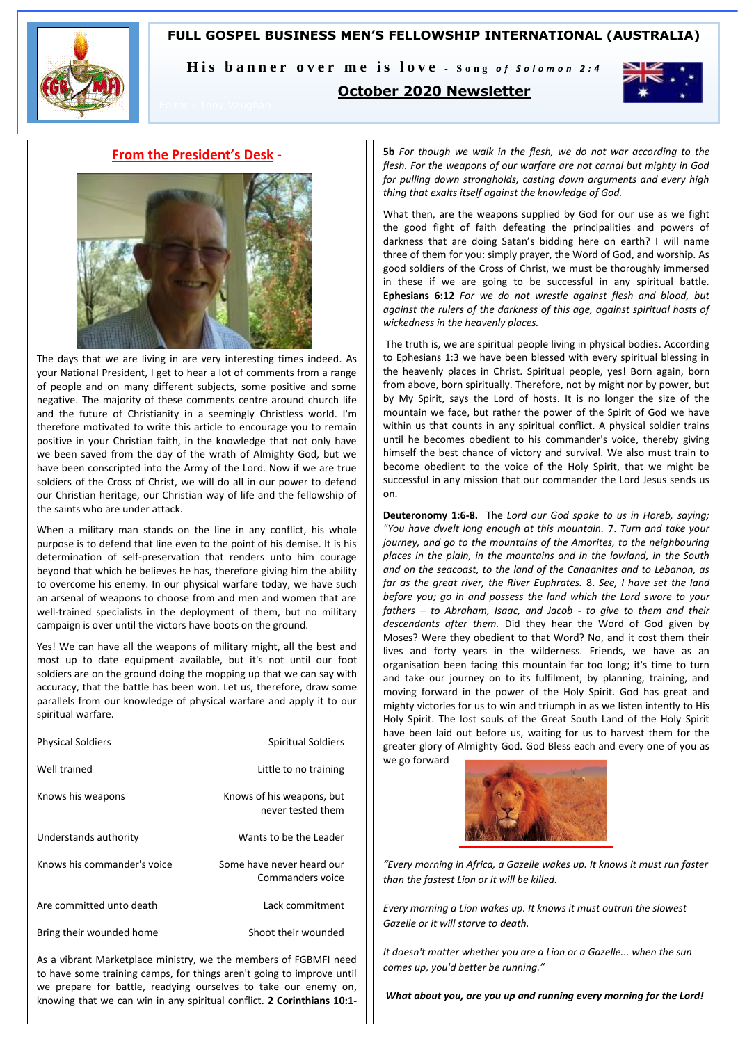# FULL GOSPEL BUSINESS MEN'S FELLOWSHIP INTERNATIONAL (AUSTRALIA)

**His banner over me is love** - *Song of Solomon 2:4*

## October 2020 Newsletter

## From the President's Desk -

The days that we are living in are very interesting times indeed. As your National President, I get to hear a lot of comments from a range of people and on many different subjects, some positive and some negative. The majority of these comments centre around church life and the future of Christianity in a seemingly Christless world. I'm therefore motivated to write this article to encourage you to remain positive in your Christian faith, in the knowledge that not only have we been saved from the day of the wrath of Almighty God, but we have been conscripted into the Army of the Lord. Now if we are true soldiers of the Cross of Christ, we will do all in our power to defend our Christian heritage, our Christian way of life and the fellowship of the saints who are under attack.

When a military man stands on the line in any conflict, his whole purpose is to defend that line even to the point of his demise. It is his determination of self-preservation that renders unto him courage beyond that which he believes he has, therefore giving him the ability to overcome his enemy. In our physical warfare today, we have such an arsenal of weapons to choose from and men and women that are well-trained specialists in the deployment of them, but no military campaign is over until the victors have boots on the ground.

Yes! We can have all the weapons of military might, all the best and most up to date equipment available, but it's not until our foot soldiers are on the ground doing the mopping up that we can say with accuracy, that the battle has been won. Let us, therefore, draw some parallels from our knowledge of physical warfare and apply it to our spiritual warfare.

| Physical Soldiers | Spiritual Soldiers |
|---|---|
| Well trained | Little to no training |
| Knows his weapons | Knows of his weapons, but never tested them |
| Understands authority | Wants to be the Leader |
| Knows his commander's voice | Some have never heard our Commanders voice |
| Are committed unto death | Lack commitment |
| Bring their wounded home | Shoot their wounded |

As a vibrant Marketplace ministry, we the members of FGBMFI need to have some training camps, for things aren't going to improve until we prepare for battle, readying ourselves to take our enemy on, knowing that we can win in any spiritual conflict. **2 Corinthians 10:1-5b** *For though we walk in the flesh, we do not war according to the flesh. For the weapons of our warfare are not carnal but mighty in God for pulling down strongholds, casting down arguments and every high thing that exalts itself against the knowledge of God.*

What then, are the weapons supplied by God for our use as we fight the good fight of faith defeating the principalities and powers of darkness that are doing Satan's bidding here on earth? I will name three of them for you: simply prayer, the Word of God, and worship. As good soldiers of the Cross of Christ, we must be thoroughly immersed in these if we are going to be successful in any spiritual battle. **Ephesians 6:12** *For we do not wrestle against flesh and blood, but against the rulers of the darkness of this age, against spiritual hosts of wickedness in the heavenly places.*

The truth is, we are spiritual people living in physical bodies. According to Ephesians 1:3 we have been blessed with every spiritual blessing in the heavenly places in Christ. Spiritual people, yes! Born again, born from above, born spiritually. Therefore, not by might nor by power, but by My Spirit, says the Lord of hosts. It is no longer the size of the mountain we face, but rather the power of the Spirit of God we have within us that counts in any spiritual conflict. A physical soldier trains until he becomes obedient to his commander's voice, thereby giving himself the best chance of victory and survival. We also must train to become obedient to the voice of the Holy Spirit, that we might be successful in any mission that our commander the Lord Jesus sends us on.

**Deuteronomy 1:6-8.** The *Lord our God spoke to us in Horeb, saying; "You have dwelt long enough at this mountain.* 7. *Turn and take your journey, and go to the mountains of the Amorites, to the neighbouring places in the plain, in the mountains and in the lowland, in the South and on the seacoast, to the land of the Canaanites and to Lebanon, as far as the great river, the River Euphrates.* 8. *See, I have set the land before you; go in and possess the land which the Lord swore to your fathers – to Abraham, Isaac, and Jacob - to give to them and their descendants after them.* Did they hear the Word of God given by Moses? Were they obedient to that Word? No, and it cost them their lives and forty years in the wilderness. Friends, we have as an organisation been facing this mountain far too long; it's time to turn and take our journey on to its fulfilment, by planning, training, and moving forward in the power of the Holy Spirit. God has great and mighty victories for us to win and triumph in as we listen intently to His Holy Spirit. The lost souls of the Great South Land of the Holy Spirit have been laid out before us, waiting for us to harvest them for the greater glory of Almighty God. God Bless each and every one of you as we go forward

*"Every morning in Africa, a Gazelle wakes up. It knows it must run faster than the fastest Lion or it will be killed.*

*Every morning a Lion wakes up. It knows it must outrun the slowest Gazelle or it will starve to death.*

*It doesn't matter whether you are a Lion or a Gazelle... when the sun comes up, you'd better be running."*

***What about you, are you up and running every morning for the Lord!***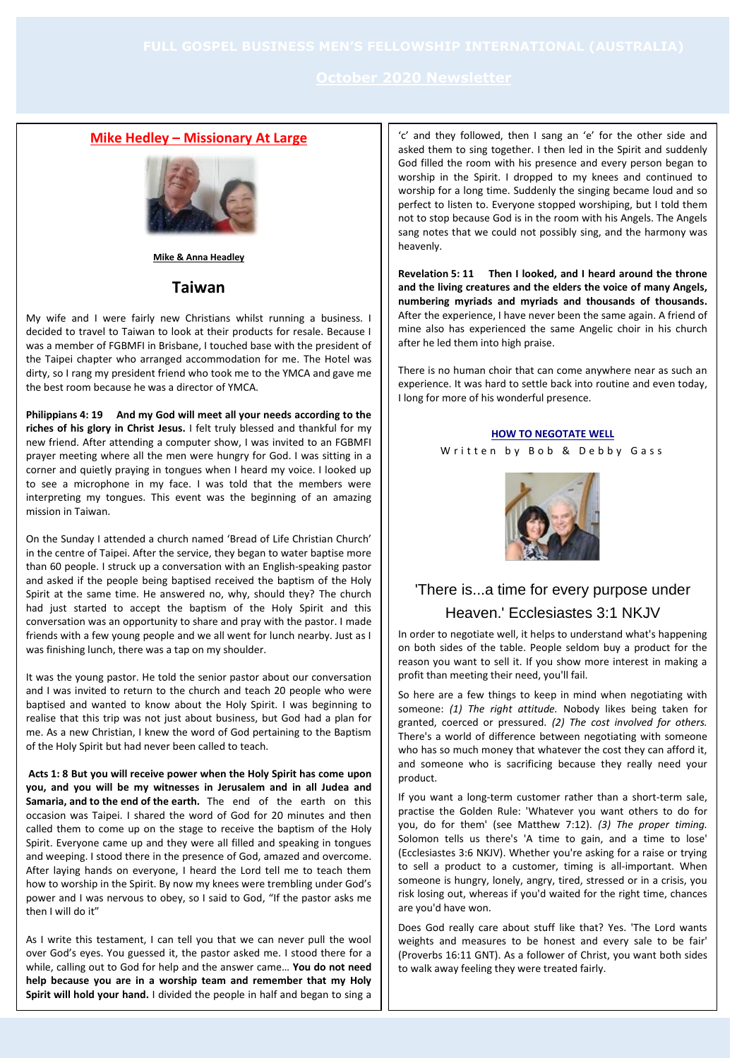# FULL GOSPEL BUSINESS MEN'S FELLOWSHIP INTERNATIONAL (AUSTRALIA)

## October 2020 Newsletter

## Mike Hedley – Missionary At Large

**Mike & Anna Headley**

### Taiwan

My wife and I were fairly new Christians whilst running a business. I decided to travel to Taiwan to look at their products for resale. Because I was a member of FGBMFI in Brisbane, I touched base with the president of the Taipei chapter who arranged accommodation for me. The Hotel was dirty, so I rang my president friend who took me to the YMCA and gave me the best room because he was a director of YMCA.

**Philippians 4: 19 And my God will meet all your needs according to the riches of his glory in Christ Jesus.** I felt truly blessed and thankful for my new friend. After attending a computer show, I was invited to an FGBMFI prayer meeting where all the men were hungry for God. I was sitting in a corner and quietly praying in tongues when I heard my voice. I looked up to see a microphone in my face. I was told that the members were interpreting my tongues. This event was the beginning of an amazing mission in Taiwan.

On the Sunday I attended a church named 'Bread of Life Christian Church' in the centre of Taipei. After the service, they began to water baptise more than 60 people. I struck up a conversation with an English-speaking pastor and asked if the people being baptised received the baptism of the Holy Spirit at the same time. He answered no, why, should they? The church had just started to accept the baptism of the Holy Spirit and this conversation was an opportunity to share and pray with the pastor. I made friends with a few young people and we all went for lunch nearby. Just as I was finishing lunch, there was a tap on my shoulder.

It was the young pastor. He told the senior pastor about our conversation and I was invited to return to the church and teach 20 people who were baptised and wanted to know about the Holy Spirit. I was beginning to realise that this trip was not just about business, but God had a plan for me. As a new Christian, I knew the word of God pertaining to the Baptism of the Holy Spirit but had never been called to teach.

**Acts 1: 8 But you will receive power when the Holy Spirit has come upon you, and you will be my witnesses in Jerusalem and in all Judea and Samaria, and to the end of the earth.** The end of the earth on this occasion was Taipei. I shared the word of God for 20 minutes and then called them to come up on the stage to receive the baptism of the Holy Spirit. Everyone came up and they were all filled and speaking in tongues and weeping. I stood there in the presence of God, amazed and overcome. After laying hands on everyone, I heard the Lord tell me to teach them how to worship in the Spirit. By now my knees were trembling under God's power and I was nervous to obey, so I said to God, "If the pastor asks me then I will do it"

As I write this testament, I can tell you that we can never pull the wool over God's eyes. You guessed it, the pastor asked me. I stood there for a while, calling out to God for help and the answer came… **You do not need help because you are in a worship team and remember that my Holy Spirit will hold your hand.** I divided the people in half and began to sing a 'c' and they followed, then I sang an 'e' for the other side and asked them to sing together. I then led in the Spirit and suddenly God filled the room with his presence and every person began to worship in the Spirit. I dropped to my knees and continued to worship for a long time. Suddenly the singing became loud and so perfect to listen to. Everyone stopped worshiping, but I told them not to stop because God is in the room with his Angels. The Angels sang notes that we could not possibly sing, and the harmony was heavenly.

**Revelation 5: 11 Then I looked, and I heard around the throne and the living creatures and the elders the voice of many Angels, numbering myriads and myriads and thousands of thousands.** After the experience, I have never been the same again. A friend of mine also has experienced the same Angelic choir in his church after he led them into high praise.

There is no human choir that can come anywhere near as such an experience. It was hard to settle back into routine and even today, I long for more of his wonderful presence.

## HOW TO NEGOTIATE WELL

Written by Bob & Debby Gass

### 'There is...a time for every purpose under Heaven.' Ecclesiastes 3:1 NKJV

In order to negotiate well, it helps to understand what's happening on both sides of the table. People seldom buy a product for the reason you want to sell it. If you show more interest in making a profit than meeting their need, you'll fail.

So here are a few things to keep in mind when negotiating with someone: *(1) The right attitude.* Nobody likes being taken for granted, coerced or pressured. *(2) The cost involved for others.* There's a world of difference between negotiating with someone who has so much money that whatever the cost they can afford it, and someone who is sacrificing because they really need your product.

If you want a long-term customer rather than a short-term sale, practise the Golden Rule: 'Whatever you want others to do for you, do for them' (see Matthew 7:12). *(3) The proper timing.* Solomon tells us there's 'A time to gain, and a time to lose' (Ecclesiastes 3:6 NKJV). Whether you're asking for a raise or trying to sell a product to a customer, timing is all-important. When someone is hungry, lonely, angry, tired, stressed or in a crisis, you risk losing out, whereas if you'd waited for the right time, chances are you'd have won.

Does God really care about stuff like that? Yes. 'The Lord wants weights and measures to be honest and every sale to be fair' (Proverbs 16:11 GNT). As a follower of Christ, you want both sides to walk away feeling they were treated fairly.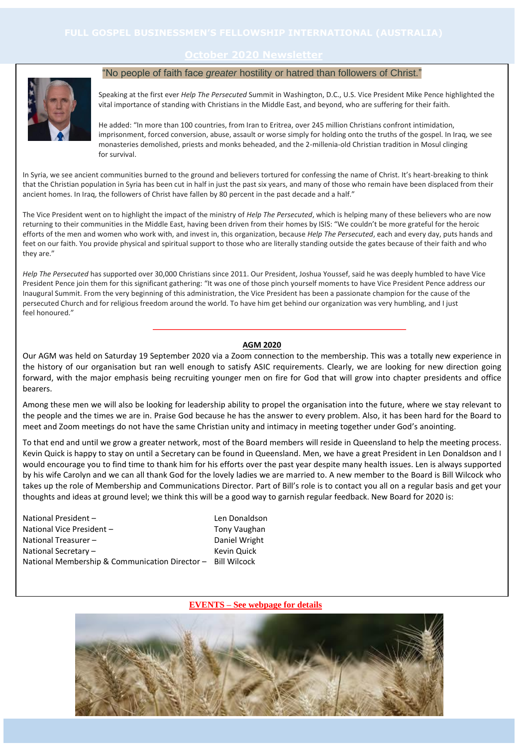# FULL GOSPEL BUSINESSMEN'S FELLOWSHIP INTERNATIONAL (AUSTRALIA)

## October 2020 Newsletter

### "No people of faith face *greater* hostility or hatred than followers of Christ."

Speaking at the first ever *Help The Persecuted* Summit in Washington, D.C., U.S. Vice President Mike Pence highlighted the vital importance of standing with Christians in the Middle East, and beyond, who are suffering for their faith.

He added: "In more than 100 countries, from Iran to Eritrea, over 245 million Christians confront intimidation, imprisonment, forced conversion, abuse, assault or worse simply for holding onto the truths of the gospel. In Iraq, we see monasteries demolished, priests and monks beheaded, and the 2-millenia-old Christian tradition in Mosul clinging for survival.

In Syria, we see ancient communities burned to the ground and believers tortured for confessing the name of Christ. It's heart-breaking to think that the Christian population in Syria has been cut in half in just the past six years, and many of those who remain have been displaced from their ancient homes. In Iraq, the followers of Christ have fallen by 80 percent in the past decade and a half."

The Vice President went on to highlight the impact of the ministry of *Help The Persecuted*, which is helping many of these believers who are now returning to their communities in the Middle East, having been driven from their homes by ISIS: "We couldn't be more grateful for the heroic efforts of the men and women who work with, and invest in, this organization, because *Help The Persecuted*, each and every day, puts hands and feet on our faith. You provide physical and spiritual support to those who are literally standing outside the gates because of their faith and who they are."

*Help The Persecuted* has supported over 30,000 Christians since 2011. Our President, Joshua Youssef, said he was deeply humbled to have Vice President Pence join them for this significant gathering: "It was one of those pinch yourself moments to have Vice President Pence address our Inaugural Summit. From the very beginning of this administration, the Vice President has been a passionate champion for the cause of the persecuted Church and for religious freedom around the world. To have him get behind our organization was very humbling, and I just feel honoured."

---

### AGM 2020

Our AGM was held on Saturday 19 September 2020 via a Zoom connection to the membership. This was a totally new experience in the history of our organisation but ran well enough to satisfy ASIC requirements. Clearly, we are looking for new direction going forward, with the major emphasis being recruiting younger men on fire for God that will grow into chapter presidents and office bearers.

Among these men we will also be looking for leadership ability to propel the organisation into the future, where we stay relevant to the people and the times we are in. Praise God because he has the answer to every problem. Also, it has been hard for the Board to meet and Zoom meetings do not have the same Christian unity and intimacy in meeting together under God's anointing.

To that end and until we grow a greater network, most of the Board members will reside in Queensland to help the meeting process. Kevin Quick is happy to stay on until a Secretary can be found in Queensland. Men, we have a great President in Len Donaldson and I would encourage you to find time to thank him for his efforts over the past year despite many health issues. Len is always supported by his wife Carolyn and we can all thank God for the lovely ladies we are married to. A new member to the Board is Bill Wilcock who takes up the role of Membership and Communications Director. Part of Bill's role is to contact you all on a regular basis and get your thoughts and ideas at ground level; we think this will be a good way to garnish regular feedback. New Board for 2020 is:

| | |
|---|---|
| National President – | Len Donaldson |
| National Vice President – | Tony Vaughan |
| National Treasurer – | Daniel Wright |
| National Secretary – | Kevin Quick |
| National Membership & Communication Director – | Bill Wilcock |

**EVENTS – See webpage for details**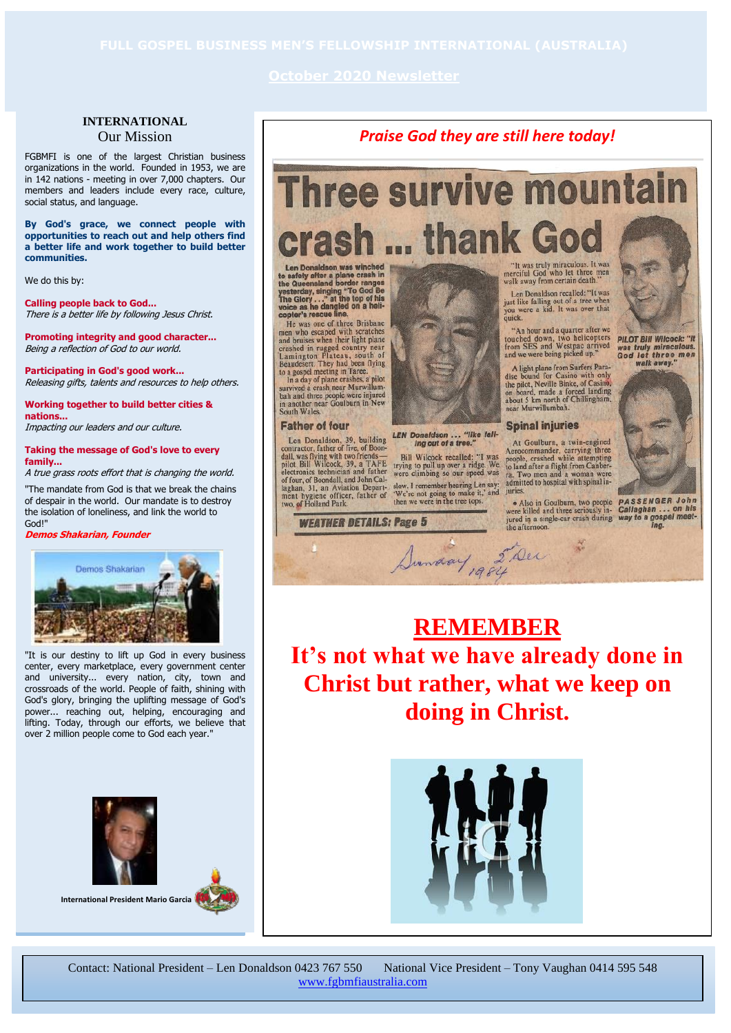# FULL GOSPEL BUSINESS MEN'S FELLOWSHIP INTERNATIONAL (AUSTRALIA)

## October 2020 Newsletter

### INTERNATIONAL

### Our Mission

FGBMFI is one of the largest Christian business organizations in the world. Founded in 1953, we are in 142 nations - meeting in over 7,000 chapters. Our members and leaders include every race, culture, social status, and language.

**By God's grace, we connect people with opportunities to reach out and help others find a better life and work together to build better communities.**

We do this by:

**Calling people back to God...**
*There is a better life by following Jesus Christ.*

**Promoting integrity and good character...**
*Being a reflection of God to our world.*

**Participating in God's good work...**
*Releasing gifts, talents and resources to help others.*

**Working together to build better cities & nations...**
*Impacting our leaders and our culture.*

**Taking the message of God's love to every family...**
*A true grass roots effort that is changing the world.*

"The mandate from God is that we break the chains of despair in the world. Our mandate is to destroy the isolation of loneliness, and link the world to God!"
***Demos Shakarian, Founder***

Demos Shakarian

"It is our destiny to lift up God in every business center, every marketplace, every government center and university... every nation, city, town and crossroads of the world. People of faith, shining with God's glory, bringing the uplifting message of God's power... reaching out, helping, encouraging and lifting. Today, through our efforts, we believe that over 2 million people come to God each year."

**International President Mario Garcia**

---

***Praise God they are still here today!***

# Three survive mountain crash ... thank God

**Len Donaldson was winched to safety after a plane crash in the Queensland border ranges yesterday, singing "To God Be The Glory . . ." at the top of his voice as he dangled on a helicopter's rescue line.**

He was one of three Brisbane men who escaped with scratches and bruises when their light plane crashed in rugged country near Lamington Plateau, south of Beaudesert. They had been flying to a gospel meeting in Taree.

In a day of plane crashes, a pilot survived a crash near Murwillumbah and three people were injured in another near Goulburn in New South Wales.

**Father of four**

Len Donaldson, 39, building contractor, father of five, of Boondall, was flying with two friends—pilot Bill Wilcock, 39, a TAFE electronics technician and father of four, of Boondall, and John Callaghan, 31, an Aviation Department hygiene officer, father of two, of Holland Park.

*LEN Donaldson . . . "like falling out of a tree."*

Bill Wilcock recalled: "I was trying to pull up over a ridge. We were climbing so our speed was slow. I remember hearing Len say: 'We're not going to make it,' and then we were in the tree tops.

"It was truly miraculous. It was merciful God who let three men walk away from certain death."

Len Donaldson recalled: "It was just like falling out of a tree when you were a kid. It was over that quick.

"An hour and a quarter after we touched down, two helicopters from SES and Westpac arrived and we were being picked up."

*PILOT Bill Wilcock: "It was truly miraculous. God let three men walk away."*

A light plane from Surfers Paradise bound for Casino with only the pilot, Neville Binke, of Casino, on board, made a forced landing about 5 km north of Chillingham, near Murwillumbah.

**Spinal injuries**

At Goulburn, a twin-engined Aerocommander, carrying three people, crashed while attempting to land after a flight from Canberra. Two men and a woman were admitted to hospital with spinal injuries.

• Also in Goulburn, two people were killed and three seriously injured in a single-car crash during the afternoon.

*PASSENGER John Callaghan . . . on his way to a gospel meeting.*

**WEATHER DETAILS: Page 5**

*Sunday 2 Dec 1984*

# REMEMBER

## It's not what we have already done in Christ but rather, what we keep on doing in Christ.

---

Contact: National President – Len Donaldson 0423 767 550 National Vice President – Tony Vaughan 0414 595 548
www.fgbmfiaustralia.com